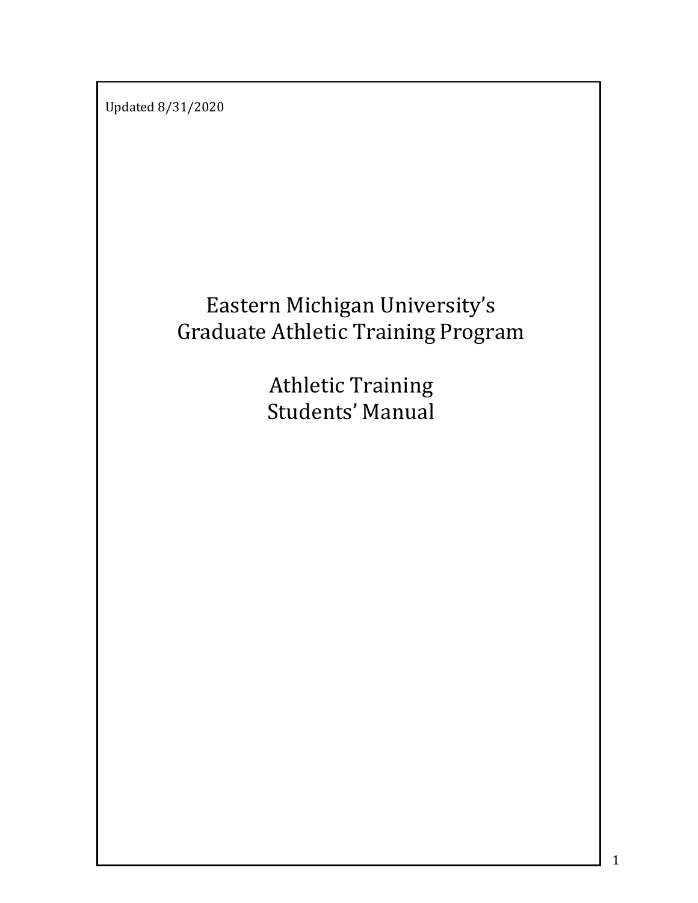Updated 8/31/2020

# Eastern Michigan University's Graduate Athletic Training Program

# Athletic Training Students' Manual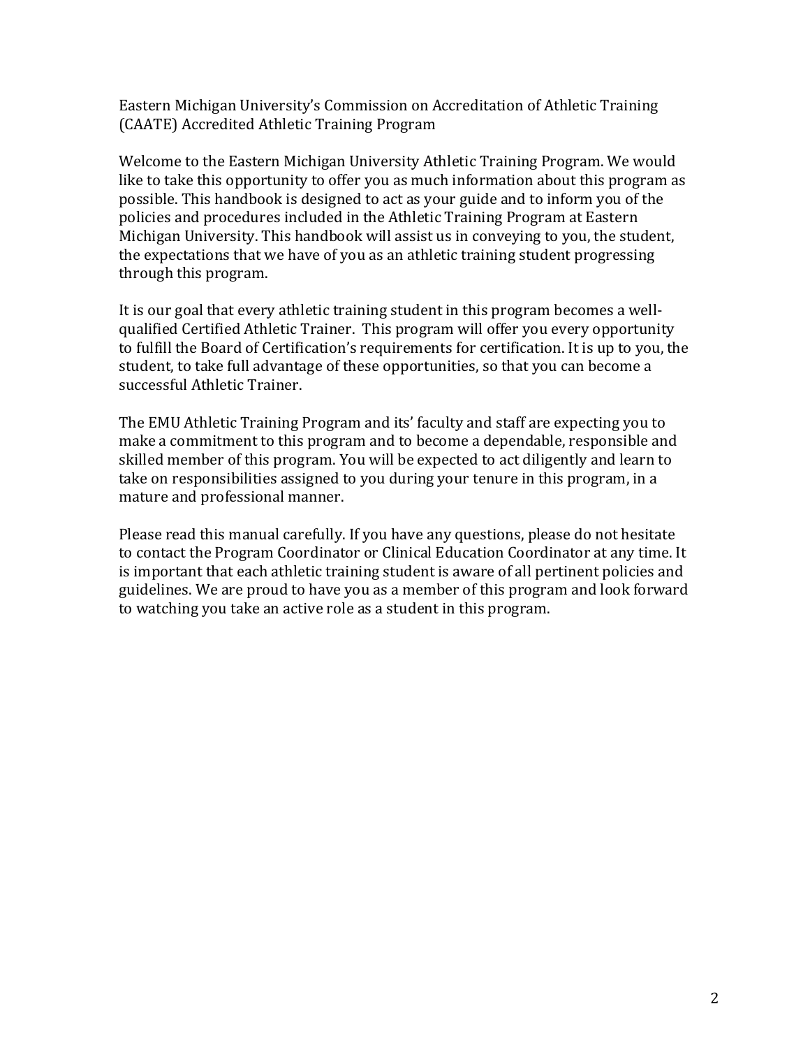Eastern Michigan University's Commission on Accreditation of Athletic Training (CAATE) Accredited Athletic Training Program

Welcome to the Eastern Michigan University Athletic Training Program. We would like to take this opportunity to offer you as much information about this program as possible. This handbook is designed to act as your guide and to inform you of the policies and procedures included in the Athletic Training Program at Eastern Michigan University. This handbook will assist us in conveying to you, the student, the expectations that we have of you as an athletic training student progressing through this program.

It is our goal that every athletic training student in this program becomes a well-qualified Certified Athletic Trainer. This program will offer you every opportunity to fulfill the Board of Certification's requirements for certification. It is up to you, the student, to take full advantage of these opportunities, so that you can become a successful Athletic Trainer.

The EMU Athletic Training Program and its' faculty and staff are expecting you to make a commitment to this program and to become a dependable, responsible and skilled member of this program. You will be expected to act diligently and learn to take on responsibilities assigned to you during your tenure in this program, in a mature and professional manner.

Please read this manual carefully. If you have any questions, please do not hesitate to contact the Program Coordinator or Clinical Education Coordinator at any time. It is important that each athletic training student is aware of all pertinent policies and guidelines. We are proud to have you as a member of this program and look forward to watching you take an active role as a student in this program.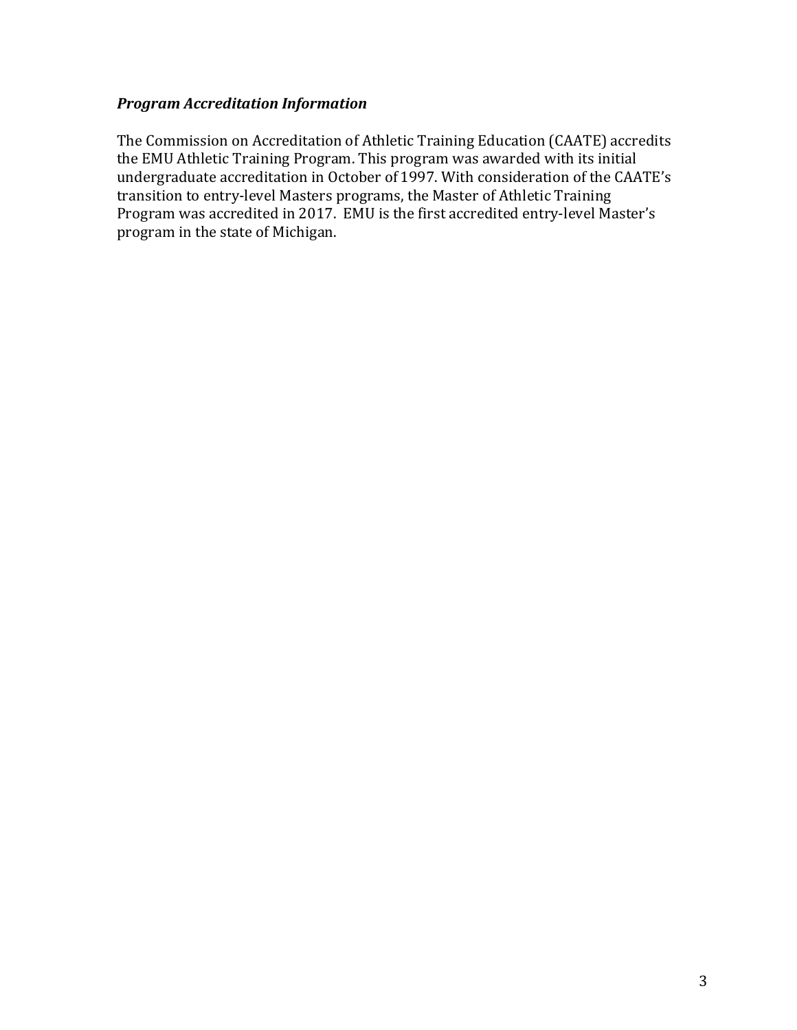### ***Program Accreditation Information***

The Commission on Accreditation of Athletic Training Education (CAATE) accredits the EMU Athletic Training Program. This program was awarded with its initial undergraduate accreditation in October of 1997. With consideration of the CAATE's transition to entry-level Masters programs, the Master of Athletic Training Program was accredited in 2017. EMU is the first accredited entry-level Master's program in the state of Michigan.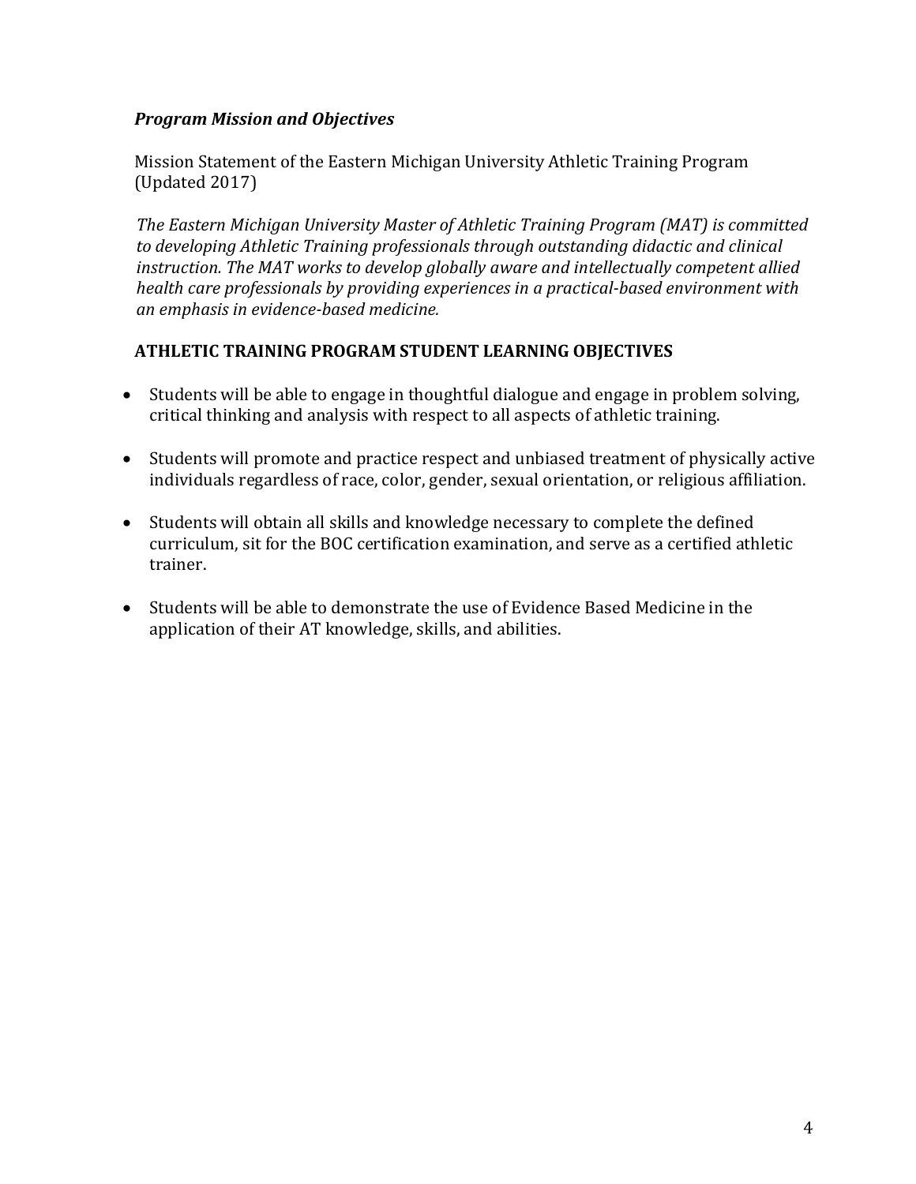### *Program Mission and Objectives*

Mission Statement of the Eastern Michigan University Athletic Training Program (Updated 2017)

*The Eastern Michigan University Master of Athletic Training Program (MAT) is committed to developing Athletic Training professionals through outstanding didactic and clinical instruction. The MAT works to develop globally aware and intellectually competent allied health care professionals by providing experiences in a practical-based environment with an emphasis in evidence-based medicine.*

### ATHLETIC TRAINING PROGRAM STUDENT LEARNING OBJECTIVES

- Students will be able to engage in thoughtful dialogue and engage in problem solving, critical thinking and analysis with respect to all aspects of athletic training.
- Students will promote and practice respect and unbiased treatment of physically active individuals regardless of race, color, gender, sexual orientation, or religious affiliation.
- Students will obtain all skills and knowledge necessary to complete the defined curriculum, sit for the BOC certification examination, and serve as a certified athletic trainer.
- Students will be able to demonstrate the use of Evidence Based Medicine in the application of their AT knowledge, skills, and abilities.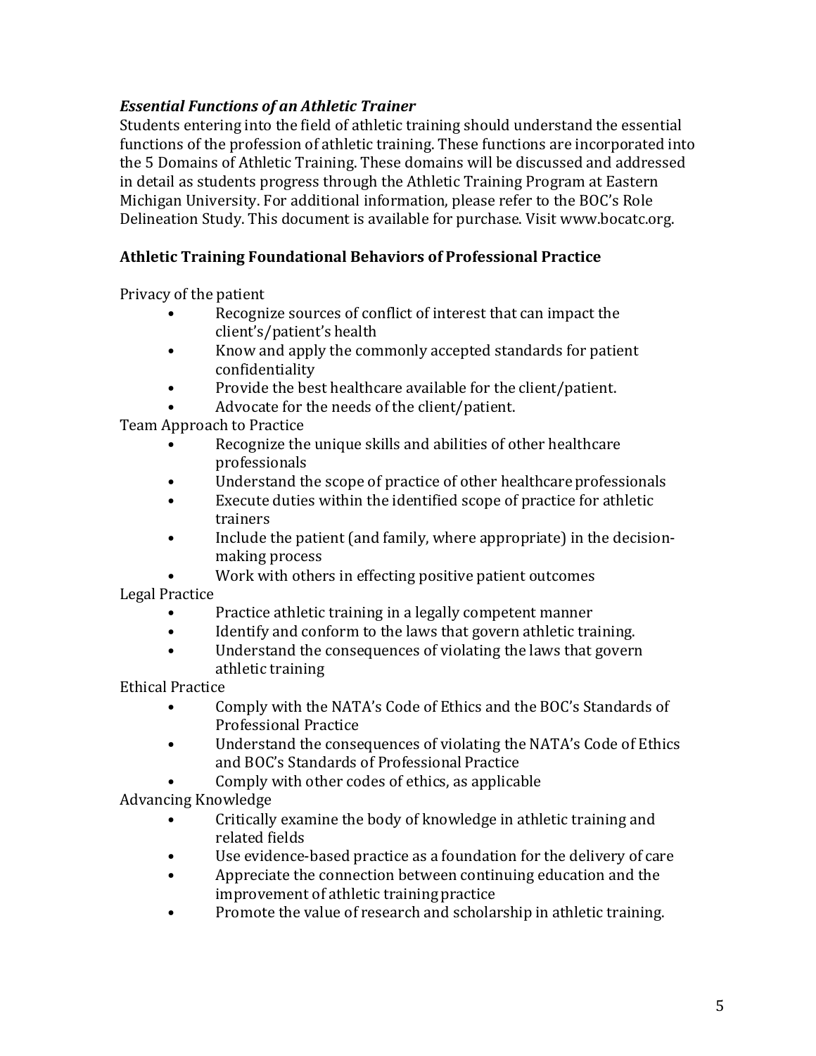### *Essential Functions of an Athletic Trainer*

Students entering into the field of athletic training should understand the essential functions of the profession of athletic training. These functions are incorporated into the 5 Domains of Athletic Training. These domains will be discussed and addressed in detail as students progress through the Athletic Training Program at Eastern Michigan University. For additional information, please refer to the BOC's Role Delineation Study. This document is available for purchase. Visit www.bocatc.org.

### **Athletic Training Foundational Behaviors of Professional Practice**

Privacy of the patient

- Recognize sources of conflict of interest that can impact the client's/patient's health
- Know and apply the commonly accepted standards for patient confidentiality
- Provide the best healthcare available for the client/patient.
- Advocate for the needs of the client/patient.

Team Approach to Practice

- Recognize the unique skills and abilities of other healthcare professionals
- Understand the scope of practice of other healthcare professionals
- Execute duties within the identified scope of practice for athletic trainers
- Include the patient (and family, where appropriate) in the decision-making process
- Work with others in effecting positive patient outcomes

Legal Practice

- Practice athletic training in a legally competent manner
- Identify and conform to the laws that govern athletic training.
- Understand the consequences of violating the laws that govern athletic training

Ethical Practice

- Comply with the NATA's Code of Ethics and the BOC's Standards of Professional Practice
- Understand the consequences of violating the NATA's Code of Ethics and BOC's Standards of Professional Practice
- Comply with other codes of ethics, as applicable

Advancing Knowledge

- Critically examine the body of knowledge in athletic training and related fields
- Use evidence-based practice as a foundation for the delivery of care
- Appreciate the connection between continuing education and the improvement of athletic training practice
- Promote the value of research and scholarship in athletic training.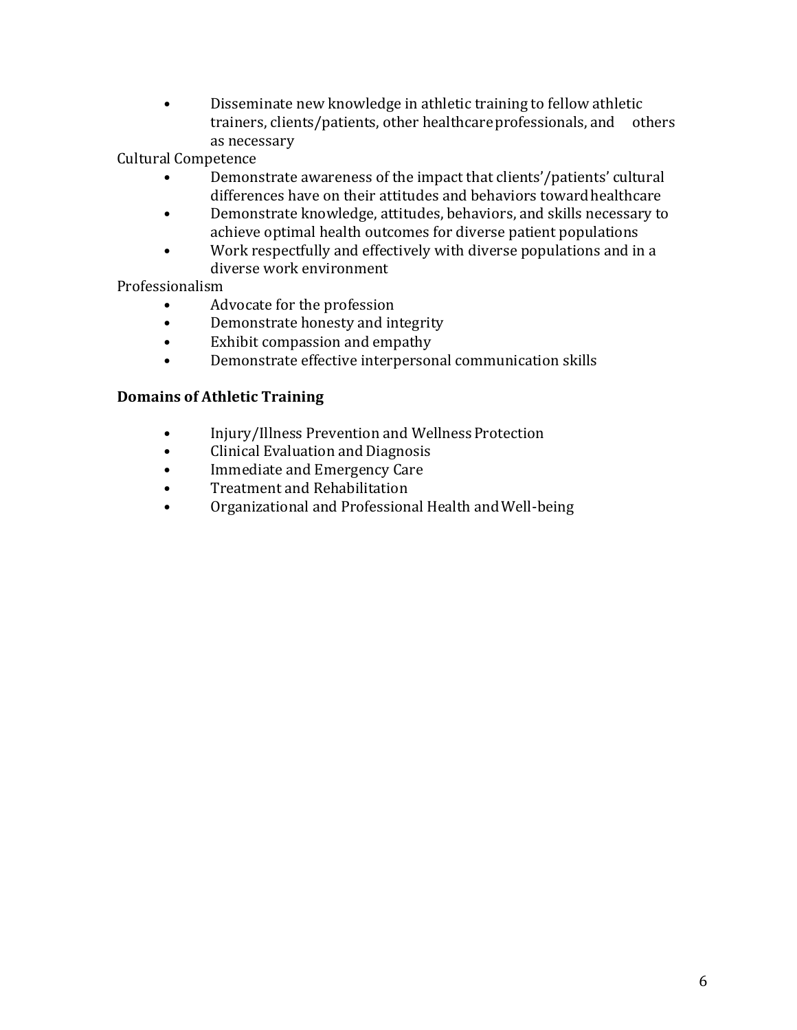- Disseminate new knowledge in athletic training to fellow athletic trainers, clients/patients, other healthcare professionals, and others as necessary

Cultural Competence

- Demonstrate awareness of the impact that clients'/patients' cultural differences have on their attitudes and behaviors toward healthcare
- Demonstrate knowledge, attitudes, behaviors, and skills necessary to achieve optimal health outcomes for diverse patient populations
- Work respectfully and effectively with diverse populations and in a diverse work environment

Professionalism

- Advocate for the profession
- Demonstrate honesty and integrity
- Exhibit compassion and empathy
- Demonstrate effective interpersonal communication skills

**Domains of Athletic Training**

- Injury/Illness Prevention and Wellness Protection
- Clinical Evaluation and Diagnosis
- Immediate and Emergency Care
- Treatment and Rehabilitation
- Organizational and Professional Health and Well-being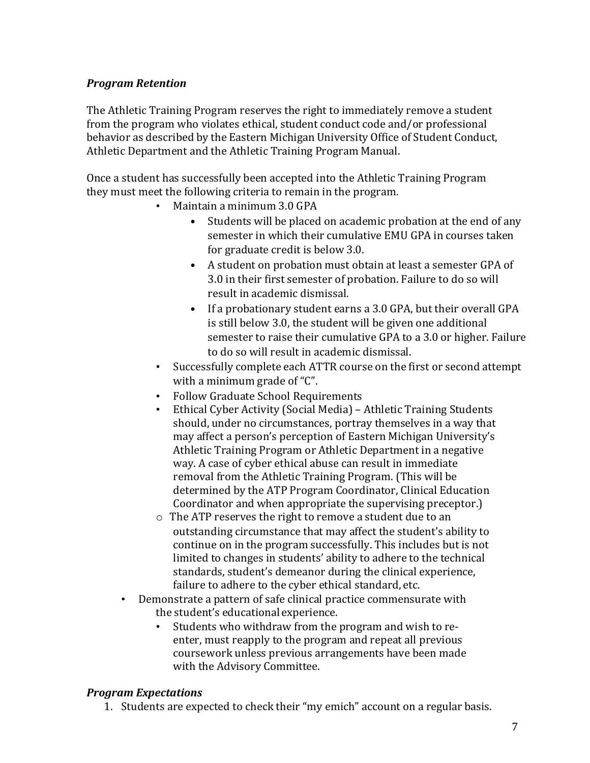*Program Retention*

The Athletic Training Program reserves the right to immediately remove a student from the program who violates ethical, student conduct code and/or professional behavior as described by the Eastern Michigan University Office of Student Conduct, Athletic Department and the Athletic Training Program Manual.

Once a student has successfully been accepted into the Athletic Training Program they must meet the following criteria to remain in the program.

- Maintain a minimum 3.0 GPA
    - Students will be placed on academic probation at the end of any semester in which their cumulative EMU GPA in courses taken for graduate credit is below 3.0.
    - A student on probation must obtain at least a semester GPA of 3.0 in their first semester of probation. Failure to do so will result in academic dismissal.
    - If a probationary student earns a 3.0 GPA, but their overall GPA is still below 3.0, the student will be given one additional semester to raise their cumulative GPA to a 3.0 or higher. Failure to do so will result in academic dismissal.
- Successfully complete each ATTR course on the first or second attempt with a minimum grade of "C".
- Follow Graduate School Requirements
- Ethical Cyber Activity (Social Media) – Athletic Training Students should, under no circumstances, portray themselves in a way that may affect a person's perception of Eastern Michigan University's Athletic Training Program or Athletic Department in a negative way. A case of cyber ethical abuse can result in immediate removal from the Athletic Training Program. (This will be determined by the ATP Program Coordinator, Clinical Education Coordinator and when appropriate the supervising preceptor.)
    - The ATP reserves the right to remove a student due to an outstanding circumstance that may affect the student's ability to continue on in the program successfully. This includes but is not limited to changes in students' ability to adhere to the technical standards, student's demeanor during the clinical experience, failure to adhere to the cyber ethical standard, etc.
- Demonstrate a pattern of safe clinical practice commensurate with the student's educational experience.
    - Students who withdraw from the program and wish to re-enter, must reapply to the program and repeat all previous coursework unless previous arrangements have been made with the Advisory Committee.

***Program Expectations***

1. Students are expected to check their "my emich" account on a regular basis.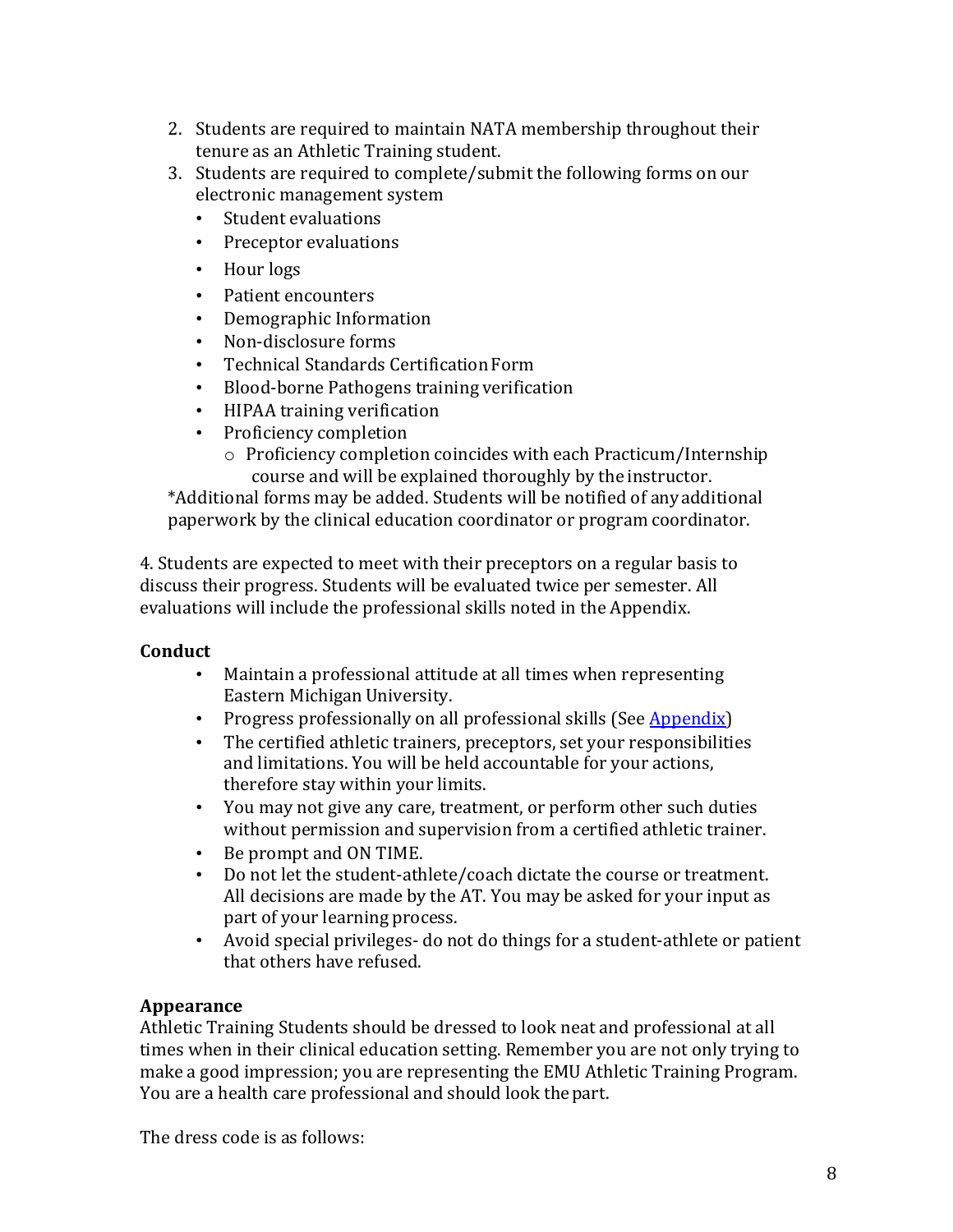2. Students are required to maintain NATA membership throughout their tenure as an Athletic Training student.
3. Students are required to complete/submit the following forms on our electronic management system
   - Student evaluations
   - Preceptor evaluations
   - Hour logs
   - Patient encounters
   - Demographic Information
   - Non-disclosure forms
   - Technical Standards Certification Form
   - Blood-borne Pathogens training verification
   - HIPAA training verification
   - Proficiency completion
     - Proficiency completion coincides with each Practicum/Internship course and will be explained thoroughly by the instructor.

*Additional forms may be added. Students will be notified of any additional paperwork by the clinical education coordinator or program coordinator.

4. Students are expected to meet with their preceptors on a regular basis to discuss their progress. Students will be evaluated twice per semester. All evaluations will include the professional skills noted in the Appendix.

**Conduct**

- Maintain a professional attitude at all times when representing Eastern Michigan University.
- Progress professionally on all professional skills (See [Appendix])
- The certified athletic trainers, preceptors, set your responsibilities and limitations. You will be held accountable for your actions, therefore stay within your limits.
- You may not give any care, treatment, or perform other such duties without permission and supervision from a certified athletic trainer.
- Be prompt and ON TIME.
- Do not let the student-athlete/coach dictate the course or treatment. All decisions are made by the AT. You may be asked for your input as part of your learning process.
- Avoid special privileges- do not do things for a student-athlete or patient that others have refused.

**Appearance**

Athletic Training Students should be dressed to look neat and professional at all times when in their clinical education setting. Remember you are not only trying to make a good impression; you are representing the EMU Athletic Training Program. You are a health care professional and should look the part.

The dress code is as follows: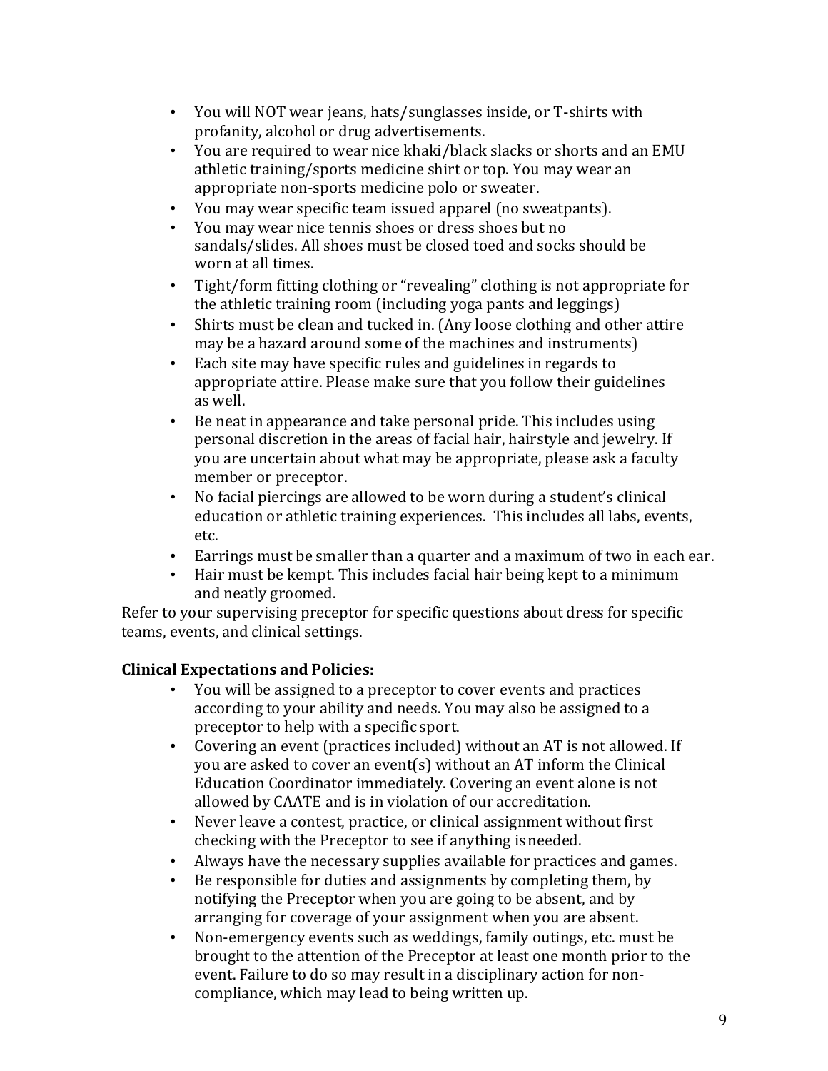- You will NOT wear jeans, hats/sunglasses inside, or T-shirts with profanity, alcohol or drug advertisements.
- You are required to wear nice khaki/black slacks or shorts and an EMU athletic training/sports medicine shirt or top. You may wear an appropriate non-sports medicine polo or sweater.
- You may wear specific team issued apparel (no sweatpants).
- You may wear nice tennis shoes or dress shoes but no sandals/slides. All shoes must be closed toed and socks should be worn at all times.
- Tight/form fitting clothing or "revealing" clothing is not appropriate for the athletic training room (including yoga pants and leggings)
- Shirts must be clean and tucked in. (Any loose clothing and other attire may be a hazard around some of the machines and instruments)
- Each site may have specific rules and guidelines in regards to appropriate attire. Please make sure that you follow their guidelines as well.
- Be neat in appearance and take personal pride. This includes using personal discretion in the areas of facial hair, hairstyle and jewelry. If you are uncertain about what may be appropriate, please ask a faculty member or preceptor.
- No facial piercings are allowed to be worn during a student's clinical education or athletic training experiences. This includes all labs, events, etc.
- Earrings must be smaller than a quarter and a maximum of two in each ear.
- Hair must be kempt. This includes facial hair being kept to a minimum and neatly groomed.

Refer to your supervising preceptor for specific questions about dress for specific teams, events, and clinical settings.

**Clinical Expectations and Policies:**

- You will be assigned to a preceptor to cover events and practices according to your ability and needs. You may also be assigned to a preceptor to help with a specific sport.
- Covering an event (practices included) without an AT is not allowed. If you are asked to cover an event(s) without an AT inform the Clinical Education Coordinator immediately. Covering an event alone is not allowed by CAATE and is in violation of our accreditation.
- Never leave a contest, practice, or clinical assignment without first checking with the Preceptor to see if anything is needed.
- Always have the necessary supplies available for practices and games.
- Be responsible for duties and assignments by completing them, by notifying the Preceptor when you are going to be absent, and by arranging for coverage of your assignment when you are absent.
- Non-emergency events such as weddings, family outings, etc. must be brought to the attention of the Preceptor at least one month prior to the event. Failure to do so may result in a disciplinary action for non-compliance, which may lead to being written up.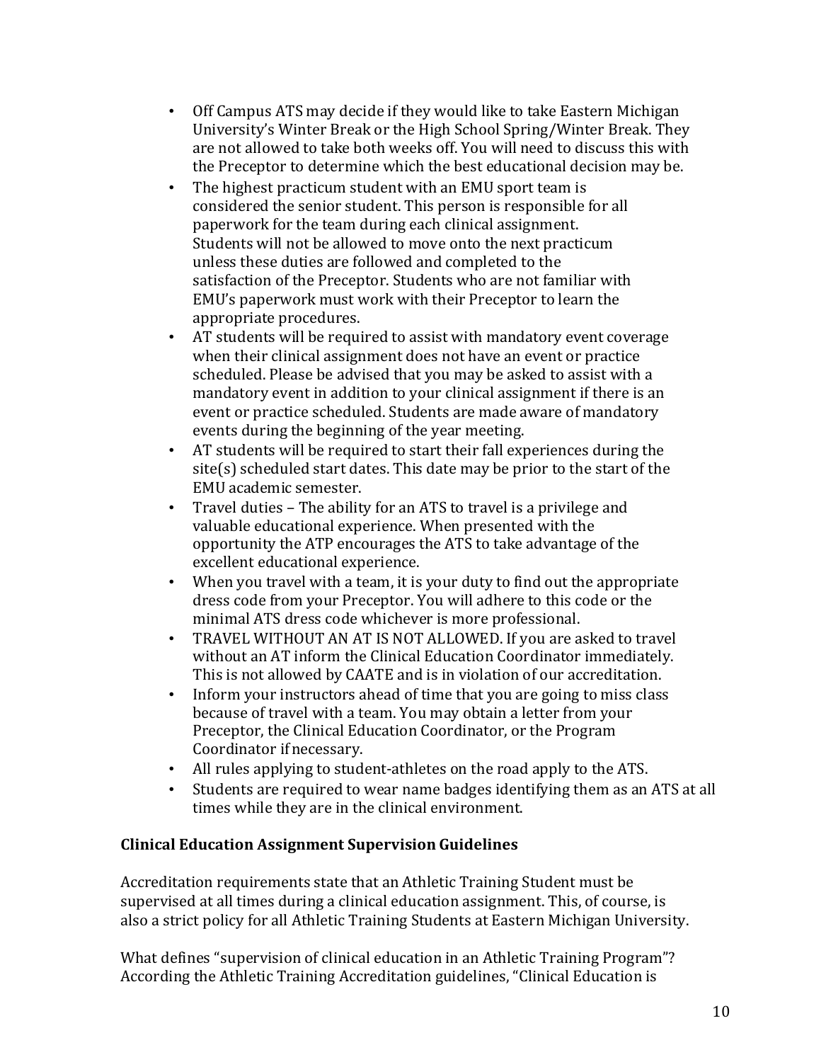- Off Campus ATS may decide if they would like to take Eastern Michigan University's Winter Break or the High School Spring/Winter Break. They are not allowed to take both weeks off. You will need to discuss this with the Preceptor to determine which the best educational decision may be.
- The highest practicum student with an EMU sport team is considered the senior student. This person is responsible for all paperwork for the team during each clinical assignment. Students will not be allowed to move onto the next practicum unless these duties are followed and completed to the satisfaction of the Preceptor. Students who are not familiar with EMU's paperwork must work with their Preceptor to learn the appropriate procedures.
- AT students will be required to assist with mandatory event coverage when their clinical assignment does not have an event or practice scheduled. Please be advised that you may be asked to assist with a mandatory event in addition to your clinical assignment if there is an event or practice scheduled. Students are made aware of mandatory events during the beginning of the year meeting.
- AT students will be required to start their fall experiences during the site(s) scheduled start dates. This date may be prior to the start of the EMU academic semester.
- Travel duties – The ability for an ATS to travel is a privilege and valuable educational experience. When presented with the opportunity the ATP encourages the ATS to take advantage of the excellent educational experience.
- When you travel with a team, it is your duty to find out the appropriate dress code from your Preceptor. You will adhere to this code or the minimal ATS dress code whichever is more professional.
- TRAVEL WITHOUT AN AT IS NOT ALLOWED. If you are asked to travel without an AT inform the Clinical Education Coordinator immediately. This is not allowed by CAATE and is in violation of our accreditation.
- Inform your instructors ahead of time that you are going to miss class because of travel with a team. You may obtain a letter from your Preceptor, the Clinical Education Coordinator, or the Program Coordinator if necessary.
- All rules applying to student-athletes on the road apply to the ATS.
- Students are required to wear name badges identifying them as an ATS at all times while they are in the clinical environment.

**Clinical Education Assignment Supervision Guidelines**

Accreditation requirements state that an Athletic Training Student must be supervised at all times during a clinical education assignment. This, of course, is also a strict policy for all Athletic Training Students at Eastern Michigan University.

What defines "supervision of clinical education in an Athletic Training Program"? According the Athletic Training Accreditation guidelines, "Clinical Education is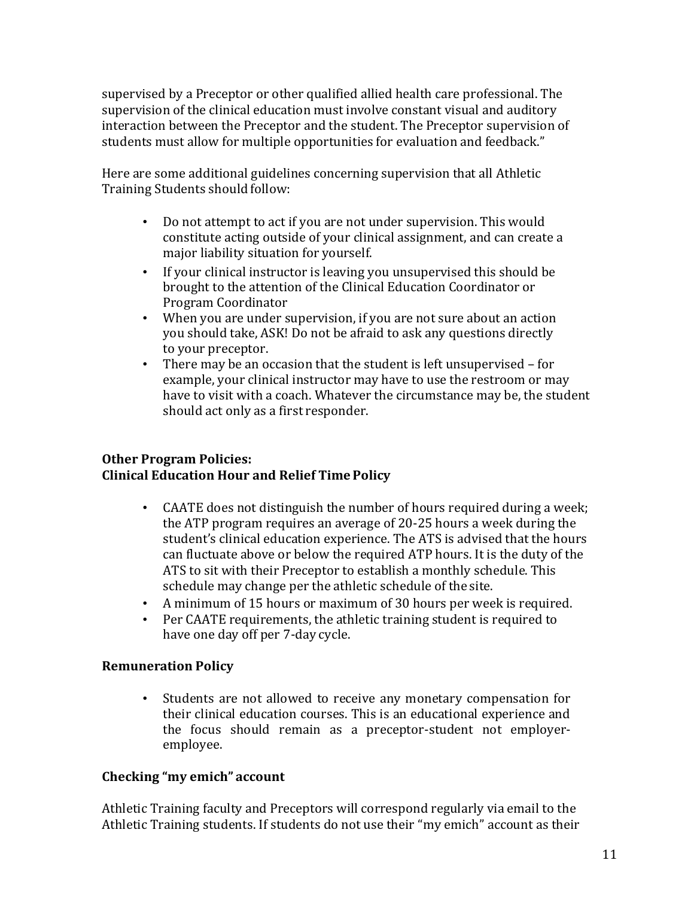supervised by a Preceptor or other qualified allied health care professional. The supervision of the clinical education must involve constant visual and auditory interaction between the Preceptor and the student. The Preceptor supervision of students must allow for multiple opportunities for evaluation and feedback."

Here are some additional guidelines concerning supervision that all Athletic Training Students should follow:

- Do not attempt to act if you are not under supervision. This would constitute acting outside of your clinical assignment, and can create a major liability situation for yourself.
- If your clinical instructor is leaving you unsupervised this should be brought to the attention of the Clinical Education Coordinator or Program Coordinator
- When you are under supervision, if you are not sure about an action you should take, ASK! Do not be afraid to ask any questions directly to your preceptor.
- There may be an occasion that the student is left unsupervised – for example, your clinical instructor may have to use the restroom or may have to visit with a coach. Whatever the circumstance may be, the student should act only as a first responder.

**Other Program Policies:**
**Clinical Education Hour and Relief Time Policy**

- CAATE does not distinguish the number of hours required during a week; the ATP program requires an average of 20-25 hours a week during the student's clinical education experience. The ATS is advised that the hours can fluctuate above or below the required ATP hours. It is the duty of the ATS to sit with their Preceptor to establish a monthly schedule. This schedule may change per the athletic schedule of the site.
- A minimum of 15 hours or maximum of 30 hours per week is required.
- Per CAATE requirements, the athletic training student is required to have one day off per 7-day cycle.

**Remuneration Policy**

- Students are not allowed to receive any monetary compensation for their clinical education courses. This is an educational experience and the focus should remain as a preceptor-student not employer-employee.

**Checking "my emich" account**

Athletic Training faculty and Preceptors will correspond regularly via email to the Athletic Training students. If students do not use their "my emich" account as their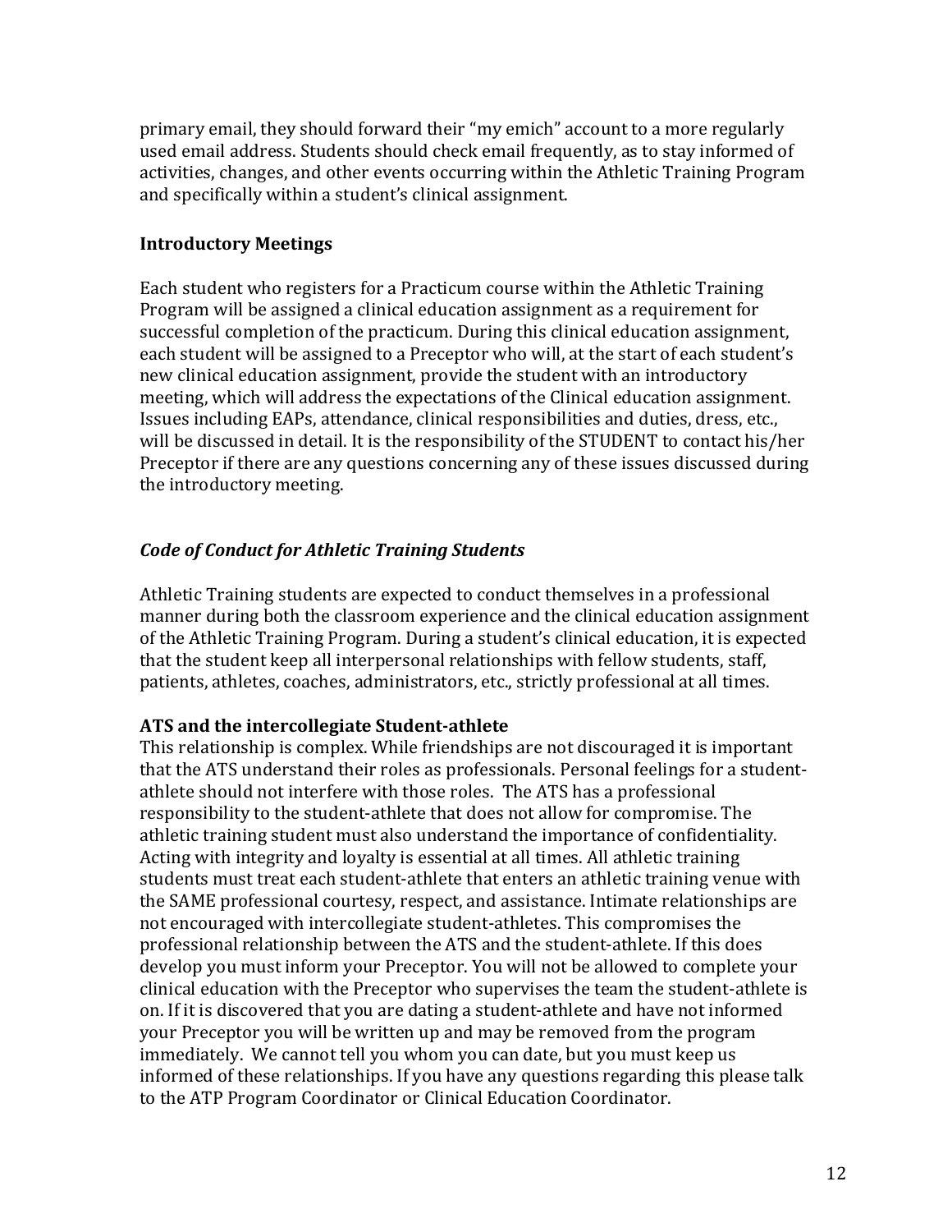primary email, they should forward their "my emich" account to a more regularly used email address. Students should check email frequently, as to stay informed of activities, changes, and other events occurring within the Athletic Training Program and specifically within a student's clinical assignment.

**Introductory Meetings**

Each student who registers for a Practicum course within the Athletic Training Program will be assigned a clinical education assignment as a requirement for successful completion of the practicum. During this clinical education assignment, each student will be assigned to a Preceptor who will, at the start of each student's new clinical education assignment, provide the student with an introductory meeting, which will address the expectations of the Clinical education assignment. Issues including EAPs, attendance, clinical responsibilities and duties, dress, etc., will be discussed in detail. It is the responsibility of the STUDENT to contact his/her Preceptor if there are any questions concerning any of these issues discussed during the introductory meeting.

***Code of Conduct for Athletic Training Students***

Athletic Training students are expected to conduct themselves in a professional manner during both the classroom experience and the clinical education assignment of the Athletic Training Program. During a student's clinical education, it is expected that the student keep all interpersonal relationships with fellow students, staff, patients, athletes, coaches, administrators, etc., strictly professional at all times.

**ATS and the intercollegiate Student-athlete**

This relationship is complex. While friendships are not discouraged it is important that the ATS understand their roles as professionals. Personal feelings for a student-athlete should not interfere with those roles. The ATS has a professional responsibility to the student-athlete that does not allow for compromise. The athletic training student must also understand the importance of confidentiality. Acting with integrity and loyalty is essential at all times. All athletic training students must treat each student-athlete that enters an athletic training venue with the SAME professional courtesy, respect, and assistance. Intimate relationships are not encouraged with intercollegiate student-athletes. This compromises the professional relationship between the ATS and the student-athlete. If this does develop you must inform your Preceptor. You will not be allowed to complete your clinical education with the Preceptor who supervises the team the student-athlete is on. If it is discovered that you are dating a student-athlete and have not informed your Preceptor you will be written up and may be removed from the program immediately. We cannot tell you whom you can date, but you must keep us informed of these relationships. If you have any questions regarding this please talk to the ATP Program Coordinator or Clinical Education Coordinator.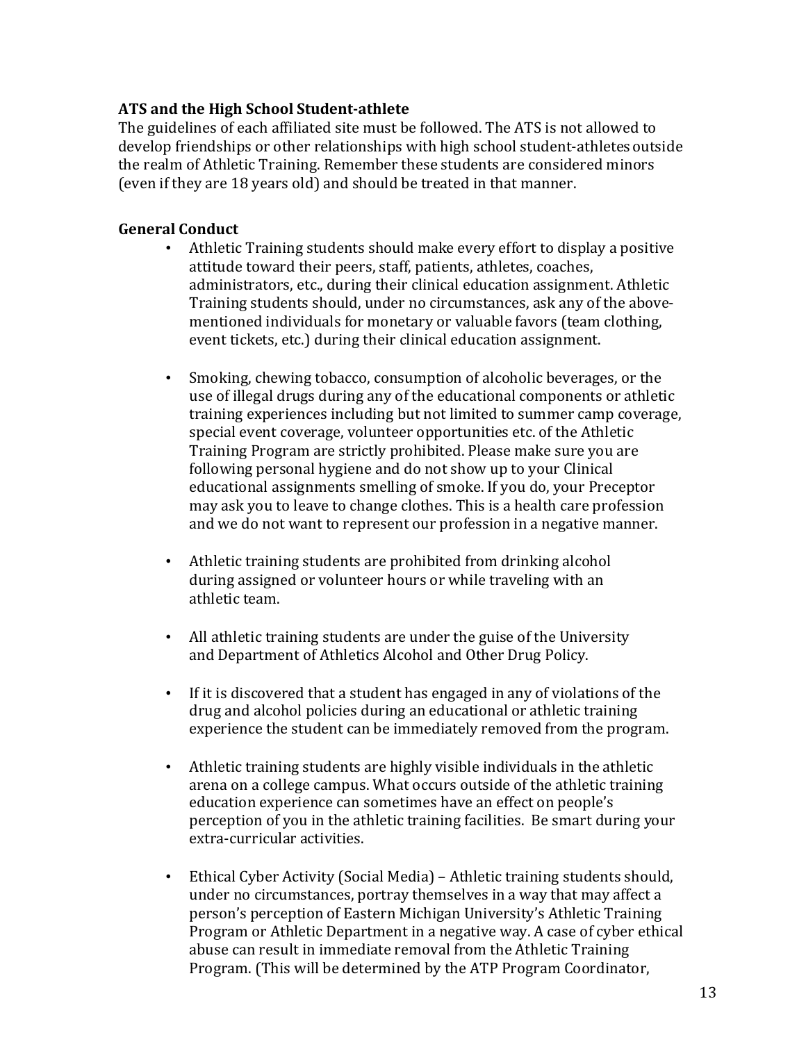**ATS and the High School Student-athlete**

The guidelines of each affiliated site must be followed. The ATS is not allowed to develop friendships or other relationships with high school student-athletes outside the realm of Athletic Training. Remember these students are considered minors (even if they are 18 years old) and should be treated in that manner.

**General Conduct**

- Athletic Training students should make every effort to display a positive attitude toward their peers, staff, patients, athletes, coaches, administrators, etc., during their clinical education assignment. Athletic Training students should, under no circumstances, ask any of the above-mentioned individuals for monetary or valuable favors (team clothing, event tickets, etc.) during their clinical education assignment.

- Smoking, chewing tobacco, consumption of alcoholic beverages, or the use of illegal drugs during any of the educational components or athletic training experiences including but not limited to summer camp coverage, special event coverage, volunteer opportunities etc. of the Athletic Training Program are strictly prohibited. Please make sure you are following personal hygiene and do not show up to your Clinical educational assignments smelling of smoke. If you do, your Preceptor may ask you to leave to change clothes. This is a health care profession and we do not want to represent our profession in a negative manner.

- Athletic training students are prohibited from drinking alcohol during assigned or volunteer hours or while traveling with an athletic team.

- All athletic training students are under the guise of the University and Department of Athletics Alcohol and Other Drug Policy.

- If it is discovered that a student has engaged in any of violations of the drug and alcohol policies during an educational or athletic training experience the student can be immediately removed from the program.

- Athletic training students are highly visible individuals in the athletic arena on a college campus. What occurs outside of the athletic training education experience can sometimes have an effect on people's perception of you in the athletic training facilities. Be smart during your extra-curricular activities.

- Ethical Cyber Activity (Social Media) – Athletic training students should, under no circumstances, portray themselves in a way that may affect a person's perception of Eastern Michigan University's Athletic Training Program or Athletic Department in a negative way. A case of cyber ethical abuse can result in immediate removal from the Athletic Training Program. (This will be determined by the ATP Program Coordinator,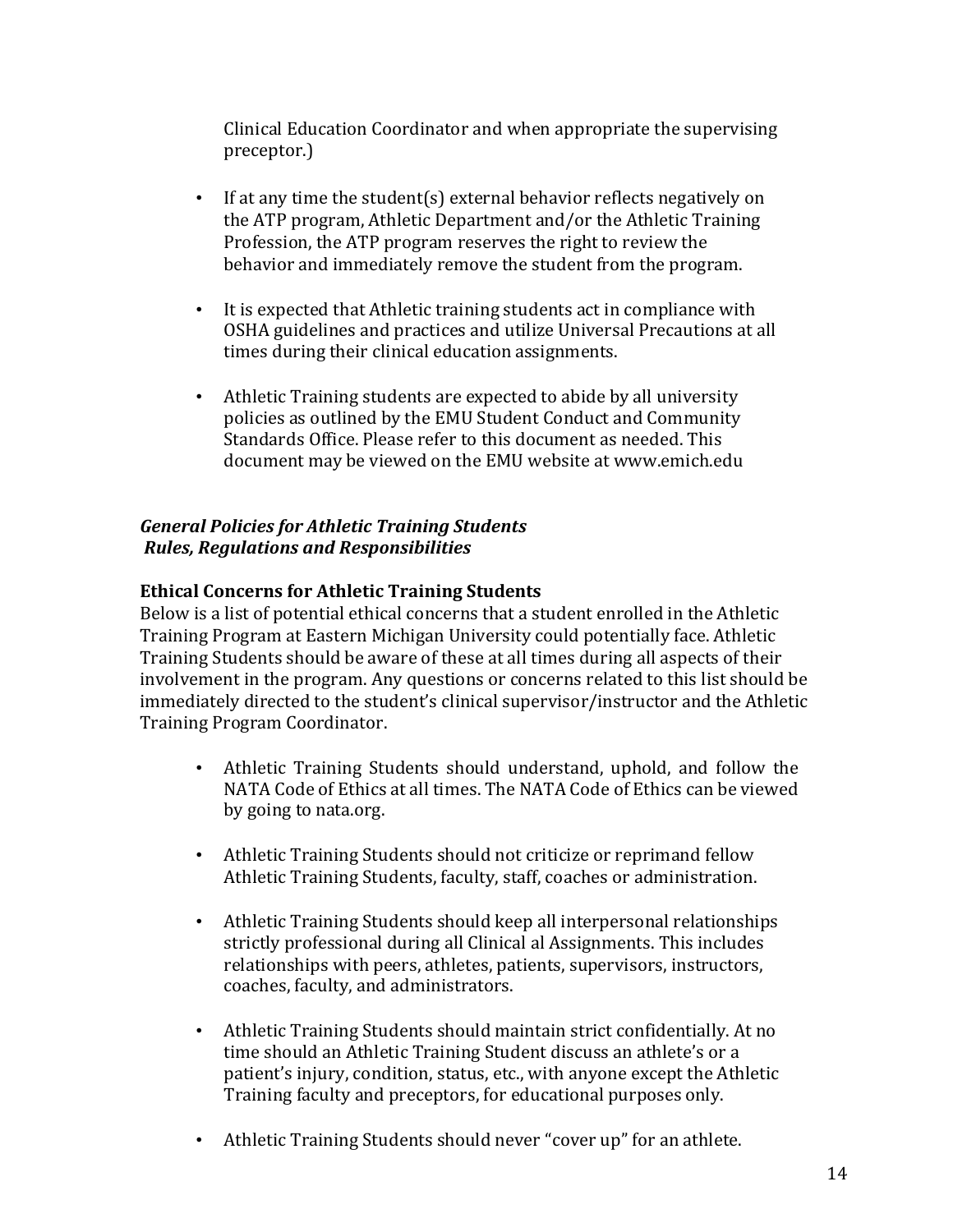Clinical Education Coordinator and when appropriate the supervising preceptor.)

- If at any time the student(s) external behavior reflects negatively on the ATP program, Athletic Department and/or the Athletic Training Profession, the ATP program reserves the right to review the behavior and immediately remove the student from the program.

- It is expected that Athletic training students act in compliance with OSHA guidelines and practices and utilize Universal Precautions at all times during their clinical education assignments.

- Athletic Training students are expected to abide by all university policies as outlined by the EMU Student Conduct and Community Standards Office. Please refer to this document as needed. This document may be viewed on the EMU website at www.emich.edu

***General Policies for Athletic Training Students***
***Rules, Regulations and Responsibilities***

**Ethical Concerns for Athletic Training Students**

Below is a list of potential ethical concerns that a student enrolled in the Athletic Training Program at Eastern Michigan University could potentially face. Athletic Training Students should be aware of these at all times during all aspects of their involvement in the program. Any questions or concerns related to this list should be immediately directed to the student's clinical supervisor/instructor and the Athletic Training Program Coordinator.

- Athletic Training Students should understand, uphold, and follow the NATA Code of Ethics at all times. The NATA Code of Ethics can be viewed by going to nata.org.

- Athletic Training Students should not criticize or reprimand fellow Athletic Training Students, faculty, staff, coaches or administration.

- Athletic Training Students should keep all interpersonal relationships strictly professional during all Clinical al Assignments. This includes relationships with peers, athletes, patients, supervisors, instructors, coaches, faculty, and administrators.

- Athletic Training Students should maintain strict confidentially. At no time should an Athletic Training Student discuss an athlete's or a patient's injury, condition, status, etc., with anyone except the Athletic Training faculty and preceptors, for educational purposes only.

- Athletic Training Students should never "cover up" for an athlete.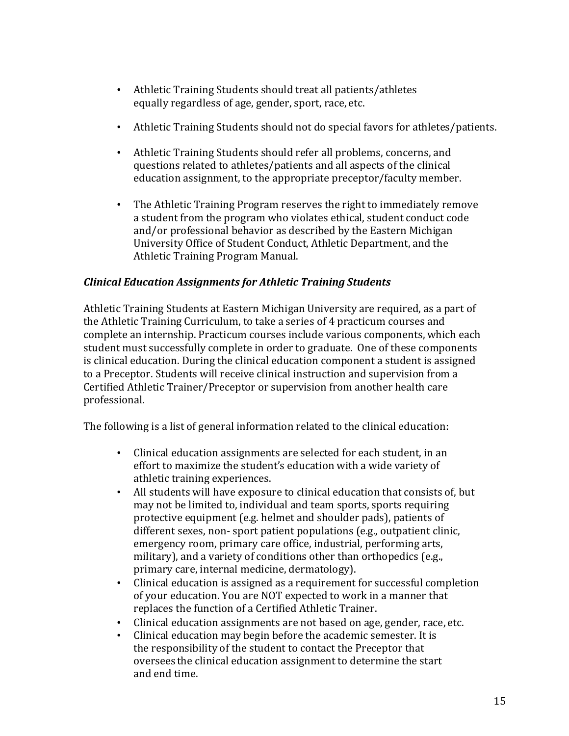- Athletic Training Students should treat all patients/athletes equally regardless of age, gender, sport, race, etc.

- Athletic Training Students should not do special favors for athletes/patients.

- Athletic Training Students should refer all problems, concerns, and questions related to athletes/patients and all aspects of the clinical education assignment, to the appropriate preceptor/faculty member.

- The Athletic Training Program reserves the right to immediately remove a student from the program who violates ethical, student conduct code and/or professional behavior as described by the Eastern Michigan University Office of Student Conduct, Athletic Department, and the Athletic Training Program Manual.

### *Clinical Education Assignments for Athletic Training Students*

Athletic Training Students at Eastern Michigan University are required, as a part of the Athletic Training Curriculum, to take a series of 4 practicum courses and complete an internship. Practicum courses include various components, which each student must successfully complete in order to graduate. One of these components is clinical education. During the clinical education component a student is assigned to a Preceptor. Students will receive clinical instruction and supervision from a Certified Athletic Trainer/Preceptor or supervision from another health care professional.

The following is a list of general information related to the clinical education:

- Clinical education assignments are selected for each student, in an effort to maximize the student's education with a wide variety of athletic training experiences.
- All students will have exposure to clinical education that consists of, but may not be limited to, individual and team sports, sports requiring protective equipment (e.g. helmet and shoulder pads), patients of different sexes, non- sport patient populations (e.g., outpatient clinic, emergency room, primary care office, industrial, performing arts, military), and a variety of conditions other than orthopedics (e.g., primary care, internal medicine, dermatology).
- Clinical education is assigned as a requirement for successful completion of your education. You are NOT expected to work in a manner that replaces the function of a Certified Athletic Trainer.
- Clinical education assignments are not based on age, gender, race, etc.
- Clinical education may begin before the academic semester. It is the responsibility of the student to contact the Preceptor that oversees the clinical education assignment to determine the start and end time.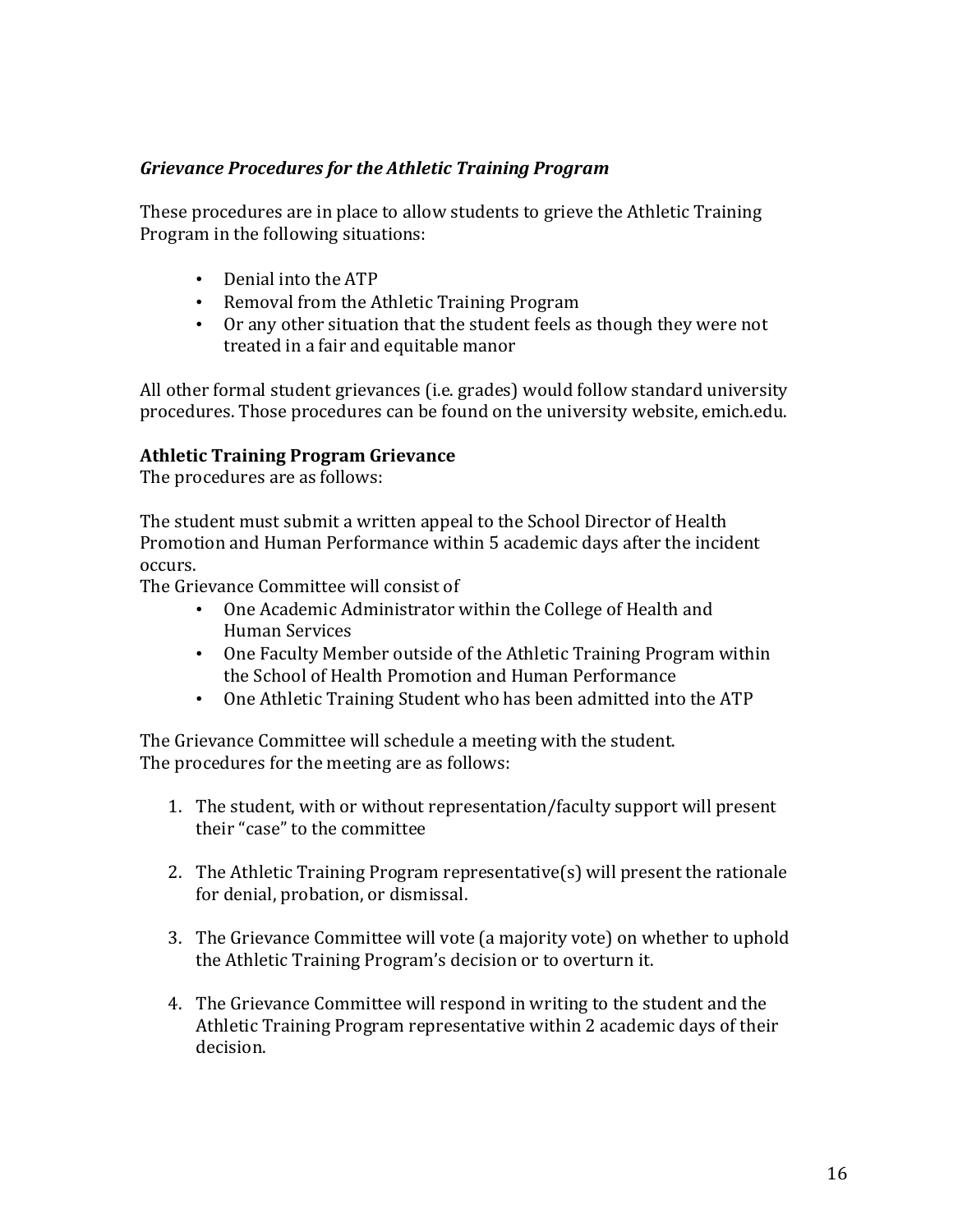### *Grievance Procedures for the Athletic Training Program*

These procedures are in place to allow students to grieve the Athletic Training Program in the following situations:

- Denial into the ATP
- Removal from the Athletic Training Program
- Or any other situation that the student feels as though they were not treated in a fair and equitable manor

All other formal student grievances (i.e. grades) would follow standard university procedures. Those procedures can be found on the university website, emich.edu.

**Athletic Training Program Grievance**
The procedures are as follows:

The student must submit a written appeal to the School Director of Health Promotion and Human Performance within 5 academic days after the incident occurs.
The Grievance Committee will consist of

- One Academic Administrator within the College of Health and Human Services
- One Faculty Member outside of the Athletic Training Program within the School of Health Promotion and Human Performance
- One Athletic Training Student who has been admitted into the ATP

The Grievance Committee will schedule a meeting with the student.
The procedures for the meeting are as follows:

1. The student, with or without representation/faculty support will present their "case" to the committee

2. The Athletic Training Program representative(s) will present the rationale for denial, probation, or dismissal.

3. The Grievance Committee will vote (a majority vote) on whether to uphold the Athletic Training Program's decision or to overturn it.

4. The Grievance Committee will respond in writing to the student and the Athletic Training Program representative within 2 academic days of their decision.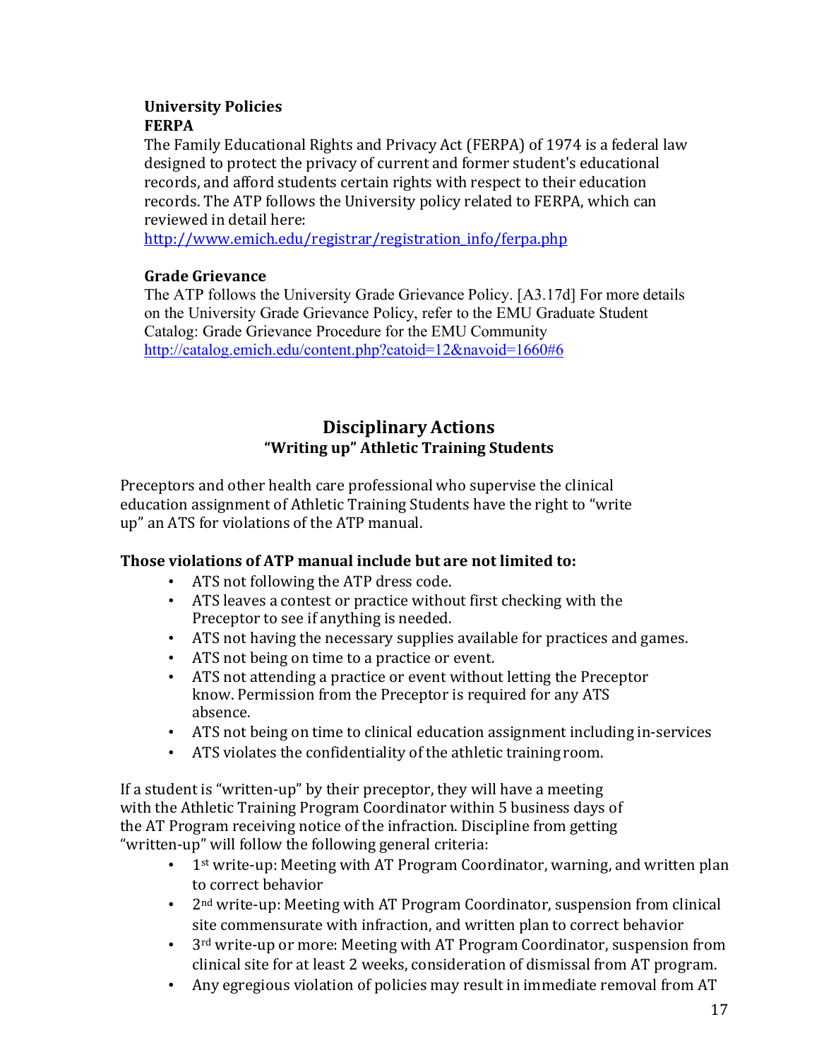**University Policies**

**FERPA**

The Family Educational Rights and Privacy Act (FERPA) of 1974 is a federal law designed to protect the privacy of current and former student's educational records, and afford students certain rights with respect to their education records. The ATP follows the University policy related to FERPA, which can reviewed in detail here:
http://www.emich.edu/registrar/registration_info/ferpa.php

**Grade Grievance**

The ATP follows the University Grade Grievance Policy. [A3.17d] For more details on the University Grade Grievance Policy, refer to the EMU Graduate Student Catalog: Grade Grievance Procedure for the EMU Community
http://catalog.emich.edu/content.php?catoid=12&navoid=1660#6

## Disciplinary Actions

### "Writing up" Athletic Training Students

Preceptors and other health care professional who supervise the clinical education assignment of Athletic Training Students have the right to "write up" an ATS for violations of the ATP manual.

**Those violations of ATP manual include but are not limited to:**

- ATS not following the ATP dress code.
- ATS leaves a contest or practice without first checking with the Preceptor to see if anything is needed.
- ATS not having the necessary supplies available for practices and games.
- ATS not being on time to a practice or event.
- ATS not attending a practice or event without letting the Preceptor know. Permission from the Preceptor is required for any ATS absence.
- ATS not being on time to clinical education assignment including in-services
- ATS violates the confidentiality of the athletic training room.

If a student is "written-up" by their preceptor, they will have a meeting with the Athletic Training Program Coordinator within 5 business days of the AT Program receiving notice of the infraction. Discipline from getting "written-up" will follow the following general criteria:

- 1st write-up: Meeting with AT Program Coordinator, warning, and written plan to correct behavior
- 2nd write-up: Meeting with AT Program Coordinator, suspension from clinical site commensurate with infraction, and written plan to correct behavior
- 3rd write-up or more: Meeting with AT Program Coordinator, suspension from clinical site for at least 2 weeks, consideration of dismissal from AT program.
- Any egregious violation of policies may result in immediate removal from AT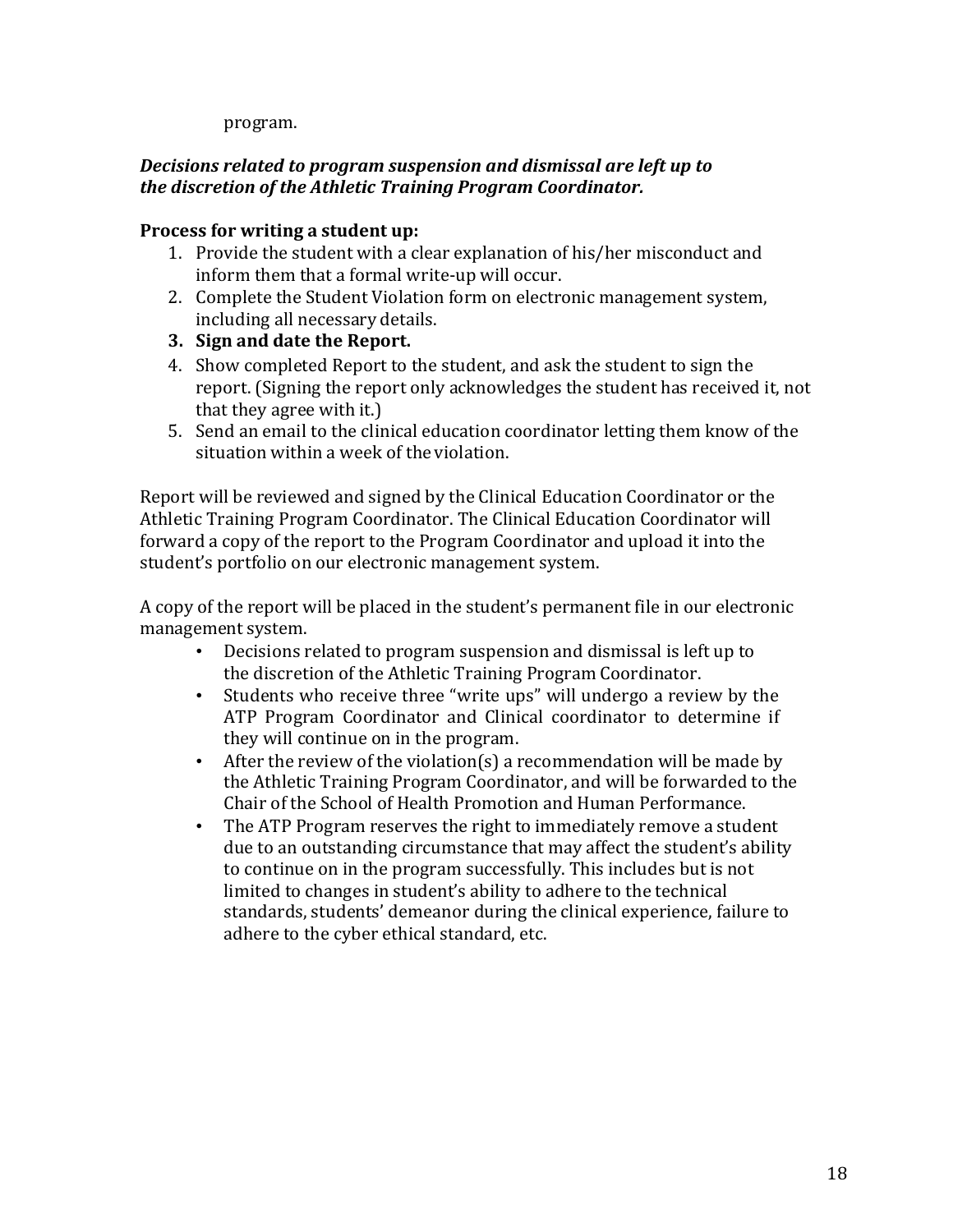program.

***Decisions related to program suspension and dismissal are left up to the discretion of the Athletic Training Program Coordinator.***

**Process for writing a student up:**

1. Provide the student with a clear explanation of his/her misconduct and inform them that a formal write-up will occur.
2. Complete the Student Violation form on electronic management system, including all necessary details.
3. **Sign and date the Report.**
4. Show completed Report to the student, and ask the student to sign the report. (Signing the report only acknowledges the student has received it, not that they agree with it.)
5. Send an email to the clinical education coordinator letting them know of the situation within a week of the violation.

Report will be reviewed and signed by the Clinical Education Coordinator or the Athletic Training Program Coordinator. The Clinical Education Coordinator will forward a copy of the report to the Program Coordinator and upload it into the student's portfolio on our electronic management system.

A copy of the report will be placed in the student's permanent file in our electronic management system.

- Decisions related to program suspension and dismissal is left up to the discretion of the Athletic Training Program Coordinator.
- Students who receive three "write ups" will undergo a review by the ATP Program Coordinator and Clinical coordinator to determine if they will continue on in the program.
- After the review of the violation(s) a recommendation will be made by the Athletic Training Program Coordinator, and will be forwarded to the Chair of the School of Health Promotion and Human Performance.
- The ATP Program reserves the right to immediately remove a student due to an outstanding circumstance that may affect the student's ability to continue on in the program successfully. This includes but is not limited to changes in student's ability to adhere to the technical standards, students' demeanor during the clinical experience, failure to adhere to the cyber ethical standard, etc.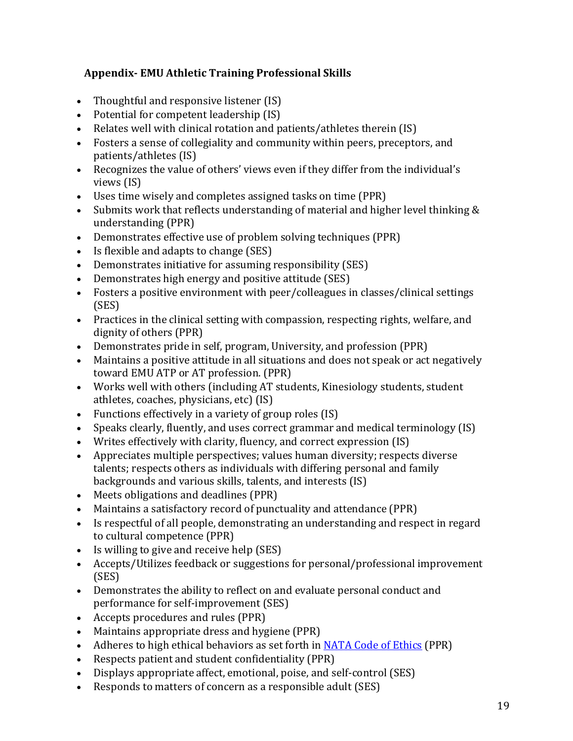## Appendix- EMU Athletic Training Professional Skills

- Thoughtful and responsive listener (IS)
- Potential for competent leadership (IS)
- Relates well with clinical rotation and patients/athletes therein (IS)
- Fosters a sense of collegiality and community within peers, preceptors, and patients/athletes (IS)
- Recognizes the value of others' views even if they differ from the individual's views (IS)
- Uses time wisely and completes assigned tasks on time (PPR)
- Submits work that reflects understanding of material and higher level thinking & understanding (PPR)
- Demonstrates effective use of problem solving techniques (PPR)
- Is flexible and adapts to change (SES)
- Demonstrates initiative for assuming responsibility (SES)
- Demonstrates high energy and positive attitude (SES)
- Fosters a positive environment with peer/colleagues in classes/clinical settings (SES)
- Practices in the clinical setting with compassion, respecting rights, welfare, and dignity of others (PPR)
- Demonstrates pride in self, program, University, and profession (PPR)
- Maintains a positive attitude in all situations and does not speak or act negatively toward EMU ATP or AT profession. (PPR)
- Works well with others (including AT students, Kinesiology students, student athletes, coaches, physicians, etc) (IS)
- Functions effectively in a variety of group roles (IS)
- Speaks clearly, fluently, and uses correct grammar and medical terminology (IS)
- Writes effectively with clarity, fluency, and correct expression (IS)
- Appreciates multiple perspectives; values human diversity; respects diverse talents; respects others as individuals with differing personal and family backgrounds and various skills, talents, and interests (IS)
- Meets obligations and deadlines (PPR)
- Maintains a satisfactory record of punctuality and attendance (PPR)
- Is respectful of all people, demonstrating an understanding and respect in regard to cultural competence (PPR)
- Is willing to give and receive help (SES)
- Accepts/Utilizes feedback or suggestions for personal/professional improvement (SES)
- Demonstrates the ability to reflect on and evaluate personal conduct and performance for self-improvement (SES)
- Accepts procedures and rules (PPR)
- Maintains appropriate dress and hygiene (PPR)
- Adheres to high ethical behaviors as set forth in NATA Code of Ethics (PPR)
- Respects patient and student confidentiality (PPR)
- Displays appropriate affect, emotional, poise, and self-control (SES)
- Responds to matters of concern as a responsible adult (SES)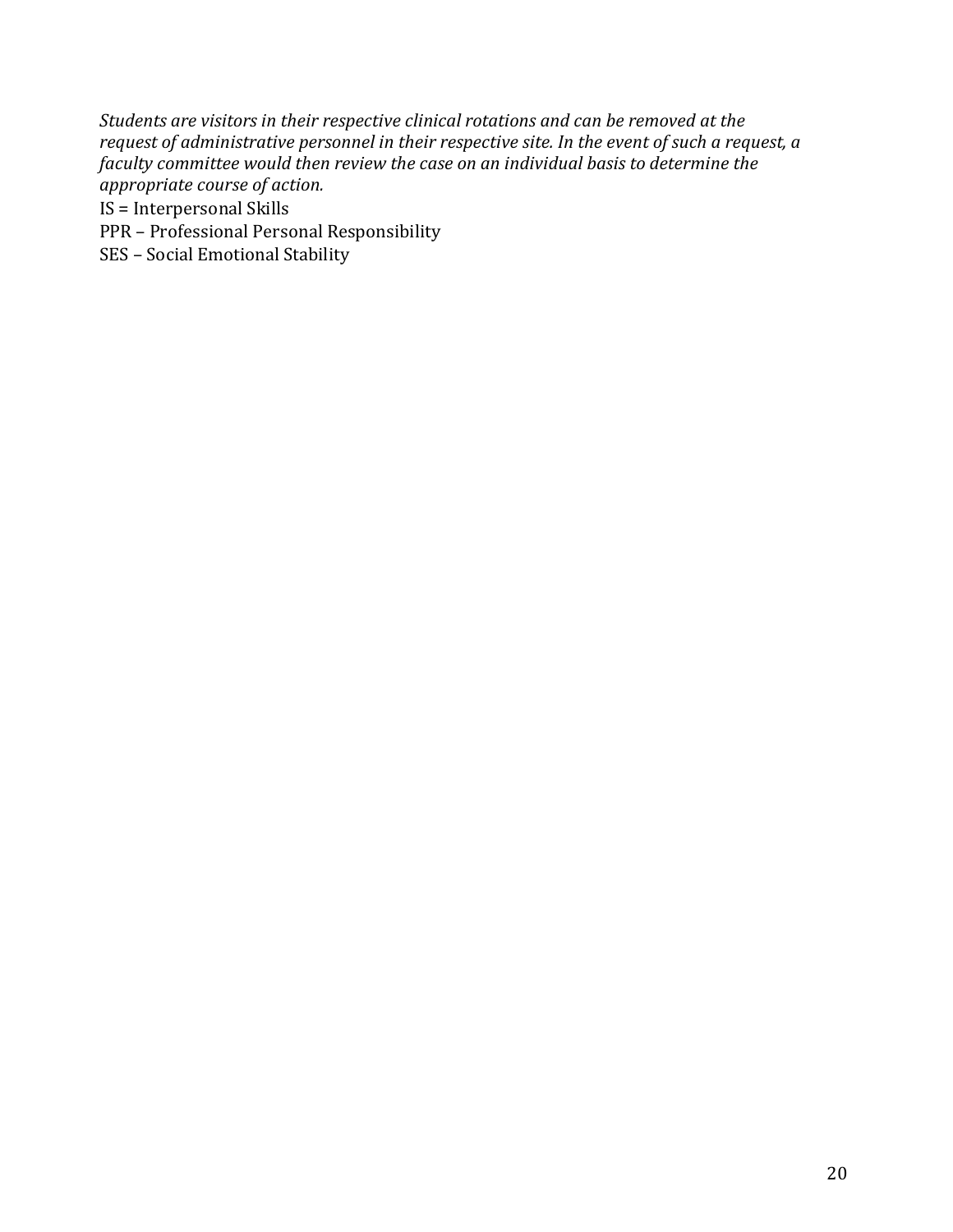*Students are visitors in their respective clinical rotations and can be removed at the request of administrative personnel in their respective site. In the event of such a request, a faculty committee would then review the case on an individual basis to determine the appropriate course of action.*

IS = Interpersonal Skills

PPR – Professional Personal Responsibility

SES – Social Emotional Stability